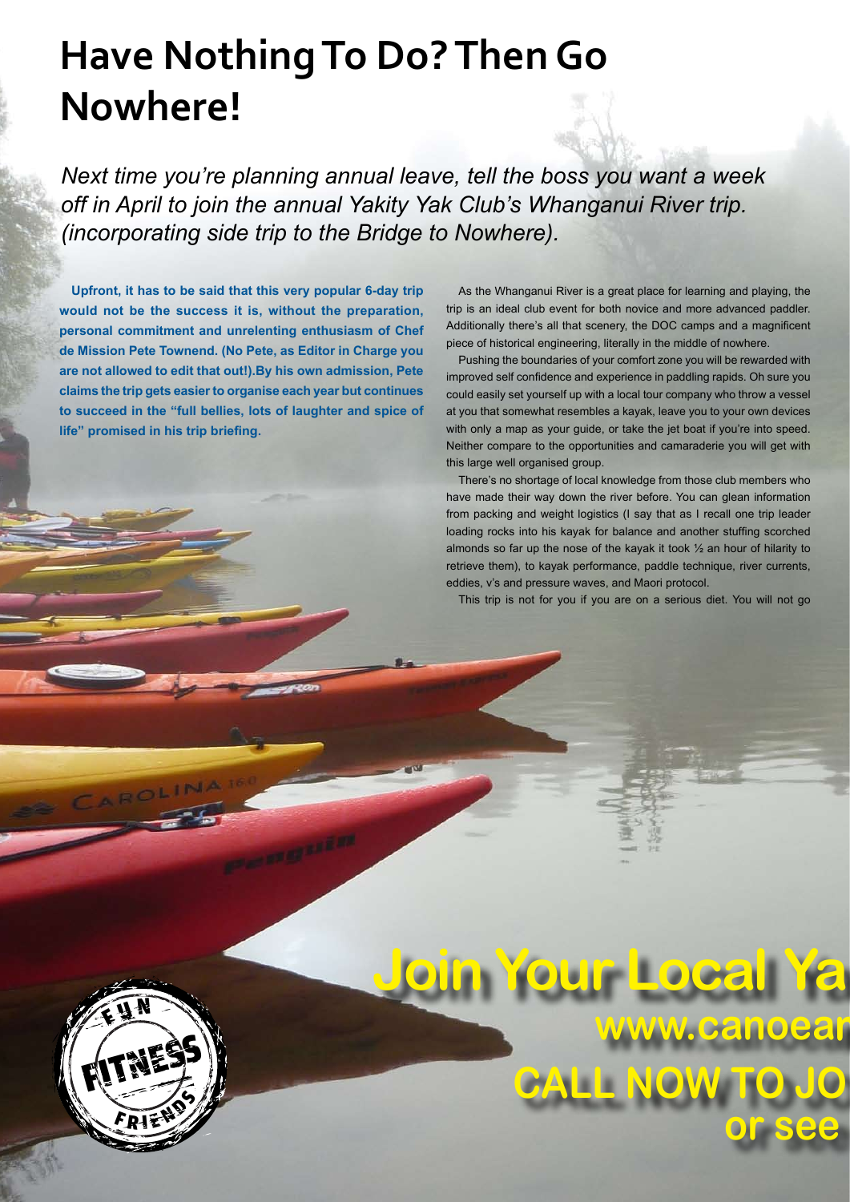# Have Nothing To Do? Then Go Nowhere!

*Next time you're planning annual leave, tell the boss you want a week off in April to join the annual Yakity Yak Club's Whanganui River trip. (incorporating side trip to the Bridge to Nowhere).*

**Upfront, it has to be said that this very popular 6-day trip would not be the success it is, without the preparation, personal commitment and unrelenting enthusiasm of Chef de Mission Pete Townend. (No Pete, as Editor in Charge you are not allowed to edit that out!).By his own admission, Pete claims the trip gets easier to organise each year but continues to succeed in the "full bellies, lots of laughter and spice of life" promised in his trip briefing.**

As the Whanganui River is a great place for learning and playing, the trip is an ideal club event for both novice and more advanced paddler. Additionally there's all that scenery, the DOC camps and a magnificent piece of historical engineering, literally in the middle of nowhere.

Pushing the boundaries of your comfort zone you will be rewarded with improved self confidence and experience in paddling rapids. Oh sure you could easily set yourself up with a local tour company who throw a vessel at you that somewhat resembles a kayak, leave you to your own devices with only a map as your guide, or take the jet boat if you're into speed. Neither compare to the opportunities and camaraderie you will get with this large well organised group.

There's no shortage of local knowledge from those club members who have made their way down the river before. You can glean information from packing and weight logistics (I say that as I recall one trip leader loading rocks into his kayak for balance and another stuffing scorched almonds so far up the nose of the kayak it took ½ an hour of hilarity to retrieve them), to kayak performance, paddle technique, river currents, eddies, v's and pressure waves, and Maori protocol.

This trip is not for you if you are on a serious diet. You will not go

**Join Your Local Ya**

**www.canoear**

**CALL NOW TO JO**

**or see**

FUN FITNESS FRIENDS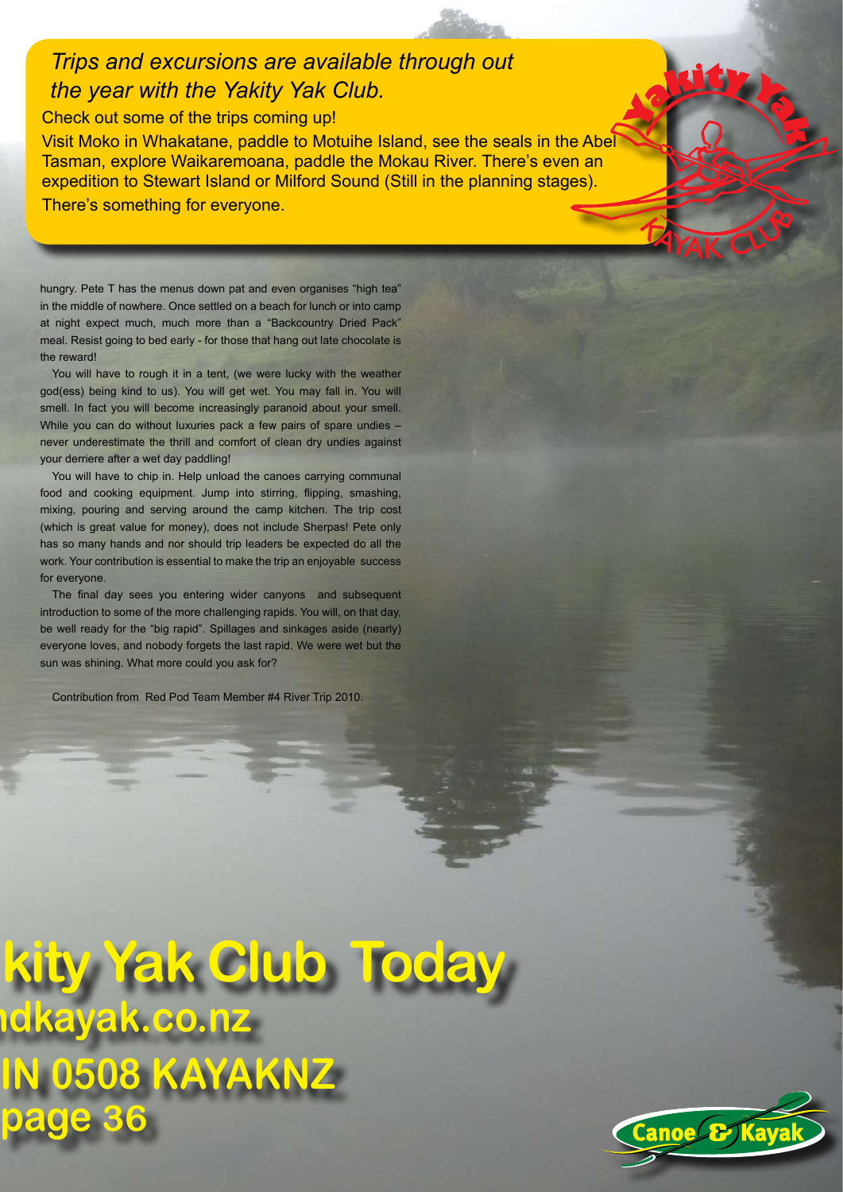*Trips and excursions are available through out the year with the Yakity Yak Club.*

Check out some of the trips coming up!

Visit Moko in Whakatane, paddle to Motuihe Island, see the seals in the Abel Tasman, explore Waikaremoana, paddle the Mokau River. There's even an expedition to Stewart Island or Milford Sound (Still in the planning stages).

There's something for everyone.

hungry. Pete T has the menus down pat and even organises "high tea" in the middle of nowhere. Once settled on a beach for lunch or into camp at night expect much, much more than a "Backcountry Dried Pack" meal. Resist going to bed early - for those that hang out late chocolate is the reward!

You will have to rough it in a tent, (we were lucky with the weather god(ess) being kind to us). You will get wet. You may fall in. You will smell. In fact you will become increasingly paranoid about your smell. While you can do without luxuries pack a few pairs of spare undies – never underestimate the thrill and comfort of clean dry undies against your derriere after a wet day paddling!

You will have to chip in. Help unload the canoes carrying communal food and cooking equipment. Jump into stirring, flipping, smashing, mixing, pouring and serving around the camp kitchen. The trip cost (which is great value for money), does not include Sherpas! Pete only has so many hands and nor should trip leaders be expected do all the work. Your contribution is essential to make the trip an enjoyable success for everyone.

The final day sees you entering wider canyons and subsequent introduction to some of the more challenging rapids. You will, on that day, be well ready for the "big rapid". Spillages and sinkages aside (nearly) everyone loves, and nobody forgets the last rapid. We were wet but the sun was shining. What more could you ask for?

Contribution from Red Pod Team Member #4 River Trip 2010.

**kity Yak Club Today**

**ndkayak.co.nz**

**IN 0508 KAYAKNZ**

**page 36**